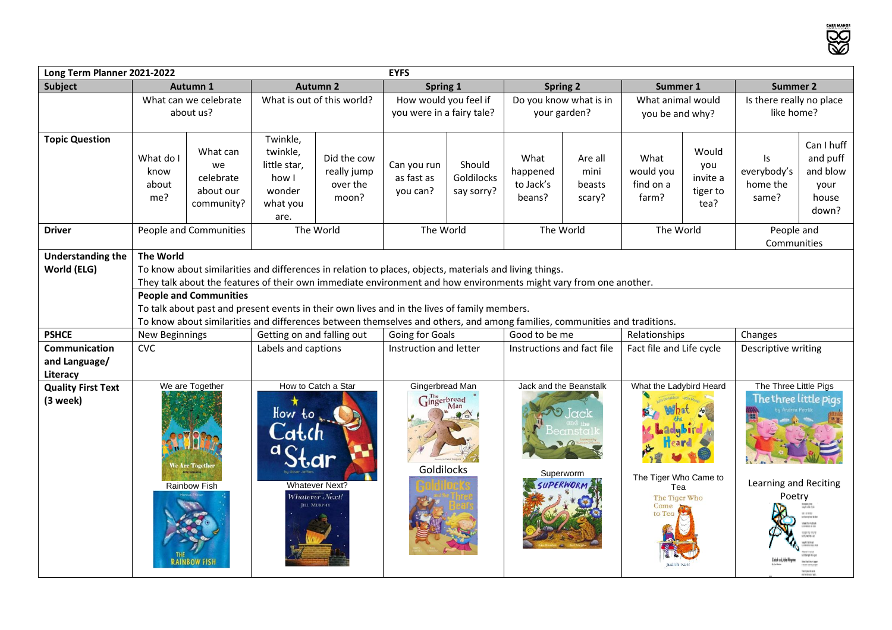| Long Term Planner 2021-2022 | | | | EYFS | | | | | | | | |
|---|---|---|---|---|---|---|---|---|---|---|---|---|
| **Subject** | **Autumn 1** | | **Autumn 2** | | **Spring 1** | | **Spring 2** | | **Summer 1** | | **Summer 2** | |
| | What can we celebrate about us? | | What is out of this world? | | How would you feel if you were in a fairy tale? | | Do you know what is in your garden? | | What animal would you be and why? | | Is there really no place like home? | |
| **Topic Question** | What do I know about me? | What can we celebrate about our community? | Twinkle, twinkle, little star, how I wonder what you are. | Did the cow really jump over the moon? | Can you run as fast as you can? | Should Goldilocks say sorry? | What happened to Jack's beans? | Are all mini beasts scary? | What would you find on a farm? | Would you invite a tiger to tea? | Is everybody's home the same? | Can I huff and puff and blow your house down? |
| **Driver** | People and Communities | | The World | | The World | | The World | | The World | | People and Communities | |
| **Understanding the World (ELG)** | **The World**<br>To know about similarities and differences in relation to places, objects, materials and living things.<br>They talk about the features of their own immediate environment and how environments might vary from one another.<br>**People and Communities**<br>To talk about past and present events in their own lives and in the lives of family members.<br>To know about similarities and differences between themselves and others, and among families, communities and traditions. | | | | | | | | | | | |
| **PSHCE** | New Beginnings | | Getting on and falling out | | Going for Goals | | Good to be me | | Relationships | | Changes | |
| **Communication and Language/ Literacy** | CVC | | Labels and captions | | Instruction and letter | | Instructions and fact file | | Fact file and Life cycle | | Descriptive writing | |
| **Quality First Text (3 week)** | We are Together<br>Rainbow Fish | | How to Catch a Star<br>Whatever Next? | | Gingerbread Man<br>Goldilocks | | Jack and the Beanstalk<br>Superworm | | What the Ladybird Heard<br>The Tiger Who Came to Tea | | The Three Little Pigs<br>Learning and Reciting Poetry | |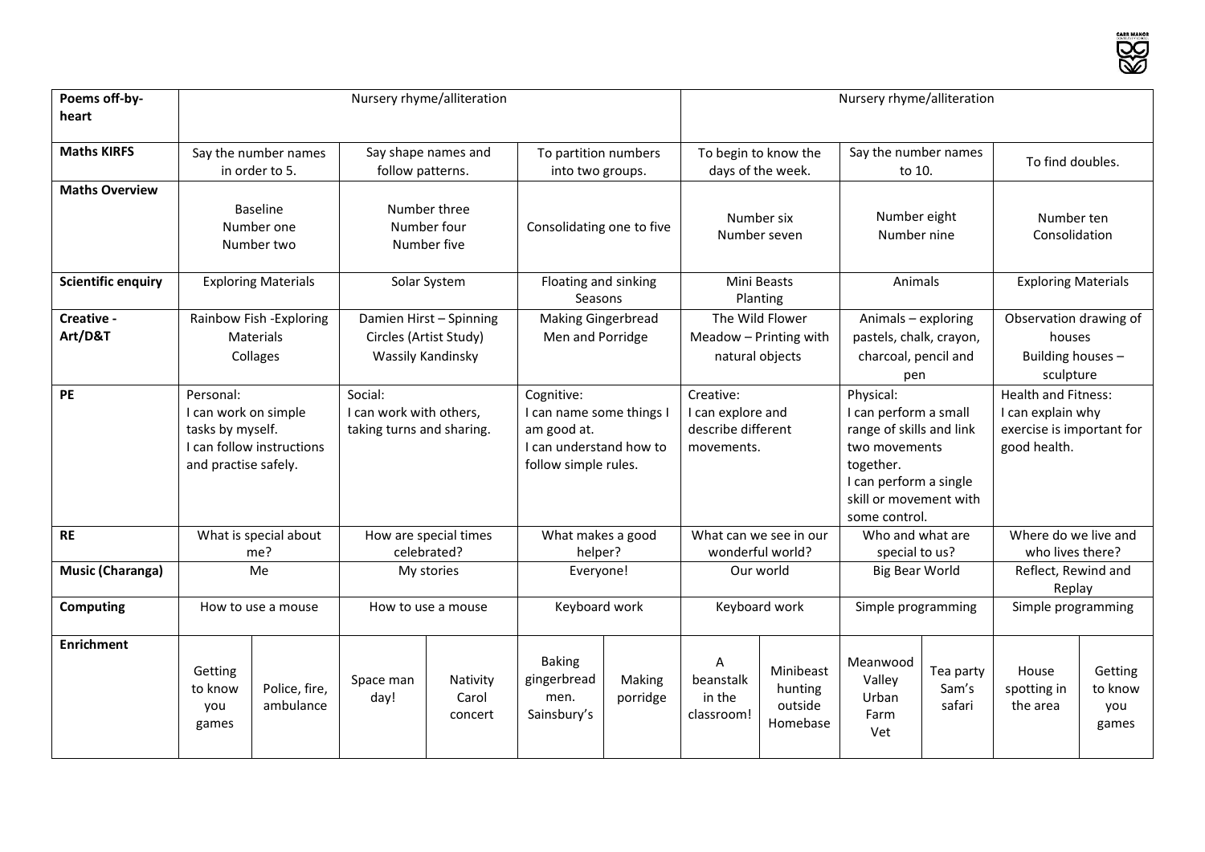| | | | | | | | | | | | | |
|---|---|---|---|---|---|---|---|---|---|---|---|---|
| **Poems off-by-heart** | Nursery rhyme/alliteration | | | | | | Nursery rhyme/alliteration | | | | | |
| **Maths KIRFS** | Say the number names in order to 5. | | Say shape names and follow patterns. | | To partition numbers into two groups. | | To begin to know the days of the week. | | Say the number names to 10. | | To find doubles. | |
| **Maths Overview** | Baseline Number one Number two | | Number three Number four Number five | | Consolidating one to five | | Number six Number seven | | Number eight Number nine | | Number ten Consolidation | |
| **Scientific enquiry** | Exploring Materials | | Solar System | | Floating and sinking Seasons | | Mini Beasts Planting | | Animals | | Exploring Materials | |
| **Creative - Art/D&T** | Rainbow Fish -Exploring Materials Collages | | Damien Hirst – Spinning Circles (Artist Study) Wassily Kandinsky | | Making Gingerbread Men and Porridge | | The Wild Flower Meadow – Printing with natural objects | | Animals – exploring pastels, chalk, crayon, charcoal, pencil and pen | | Observation drawing of houses Building houses – sculpture | |
| **PE** | Personal: I can work on simple tasks by myself. I can follow instructions and practise safely. | | Social: I can work with others, taking turns and sharing. | | Cognitive: I can name some things I am good at. I can understand how to follow simple rules. | | Creative: I can explore and describe different movements. | | Physical: I can perform a small range of skills and link two movements together. I can perform a single skill or movement with some control. | | Health and Fitness: I can explain why exercise is important for good health. | |
| **RE** | What is special about me? | | How are special times celebrated? | | What makes a good helper? | | What can we see in our wonderful world? | | Who and what are special to us? | | Where do we live and who lives there? | |
| **Music (Charanga)** | Me | | My stories | | Everyone! | | Our world | | Big Bear World | | Reflect, Rewind and Replay | |
| **Computing** | How to use a mouse | | How to use a mouse | | Keyboard work | | Keyboard work | | Simple programming | | Simple programming | |
| **Enrichment** | Getting to know you games | Police, fire, ambulance | Space man day! | Nativity Carol concert | Baking gingerbread men. Sainsbury's | Making porridge | A beanstalk in the classroom! | Minibeast hunting outside Homebase | Meanwood Valley Urban Farm Vet | Tea party Sam's safari | House spotting in the area | Getting to know you games |